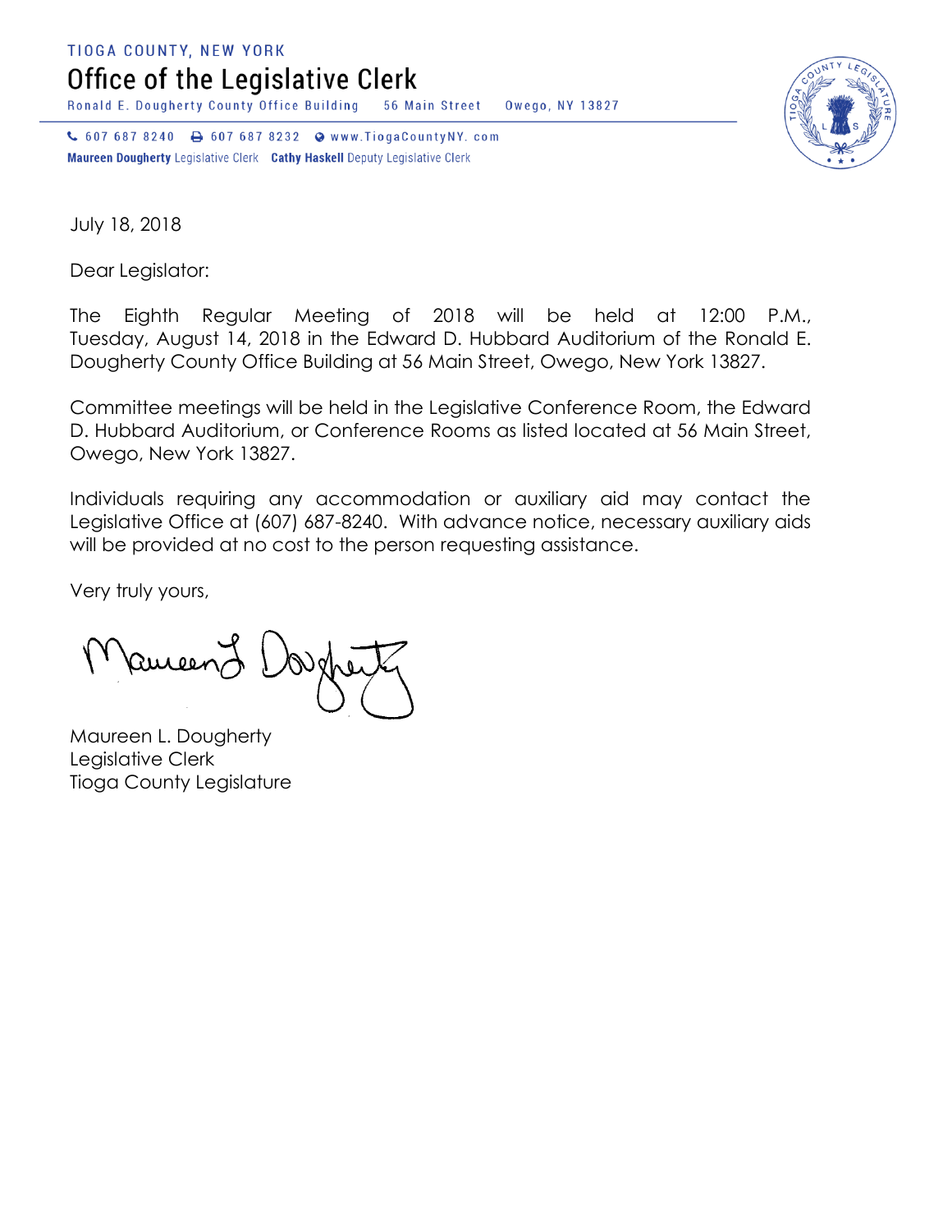TIOGA COUNTY, NEW YORK

# Office of the Legislative Clerk

Ronald E. Dougherty County Office Building 56 Main Street Owego, NY 13827

607 687 8240 607 687 8232 www.TiogaCountyNY. com

**Maureen Dougherty** Legislative Clerk **Cathy Haskell** Deputy Legislative Clerk

July 18, 2018

Dear Legislator:

The Eighth Regular Meeting of 2018 will be held at 12:00 P.M., Tuesday, August 14, 2018 in the Edward D. Hubbard Auditorium of the Ronald E. Dougherty County Office Building at 56 Main Street, Owego, New York 13827.

Committee meetings will be held in the Legislative Conference Room, the Edward D. Hubbard Auditorium, or Conference Rooms as listed located at 56 Main Street, Owego, New York 13827.

Individuals requiring any accommodation or auxiliary aid may contact the Legislative Office at (607) 687-8240. With advance notice, necessary auxiliary aids will be provided at no cost to the person requesting assistance.

Very truly yours,

Maureen L. Dougherty
Legislative Clerk
Tioga County Legislature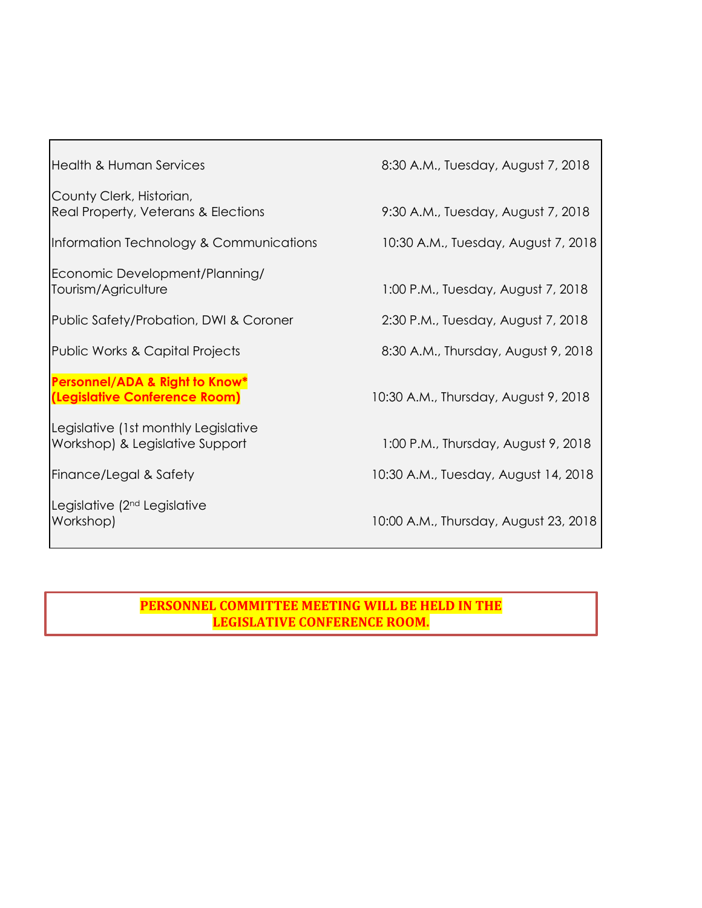| | |
|---|---|
| Health & Human Services | 8:30 A.M., Tuesday, August 7, 2018 |
| County Clerk, Historian, Real Property, Veterans & Elections | 9:30 A.M., Tuesday, August 7, 2018 |
| Information Technology & Communications | 10:30 A.M., Tuesday, August 7, 2018 |
| Economic Development/Planning/ Tourism/Agriculture | 1:00 P.M., Tuesday, August 7, 2018 |
| Public Safety/Probation, DWI & Coroner | 2:30 P.M., Tuesday, August 7, 2018 |
| Public Works & Capital Projects | 8:30 A.M., Thursday, August 9, 2018 |
| **Personnel/ADA & Right to Know* (Legislative Conference Room)** | 10:30 A.M., Thursday, August 9, 2018 |
| Legislative (1st monthly Legislative Workshop) & Legislative Support | 1:00 P.M., Thursday, August 9, 2018 |
| Finance/Legal & Safety | 10:30 A.M., Tuesday, August 14, 2018 |
| Legislative (2nd Legislative Workshop) | 10:00 A.M., Thursday, August 23, 2018 |

**PERSONNEL COMMITTEE MEETING WILL BE HELD IN THE LEGISLATIVE CONFERENCE ROOM.**